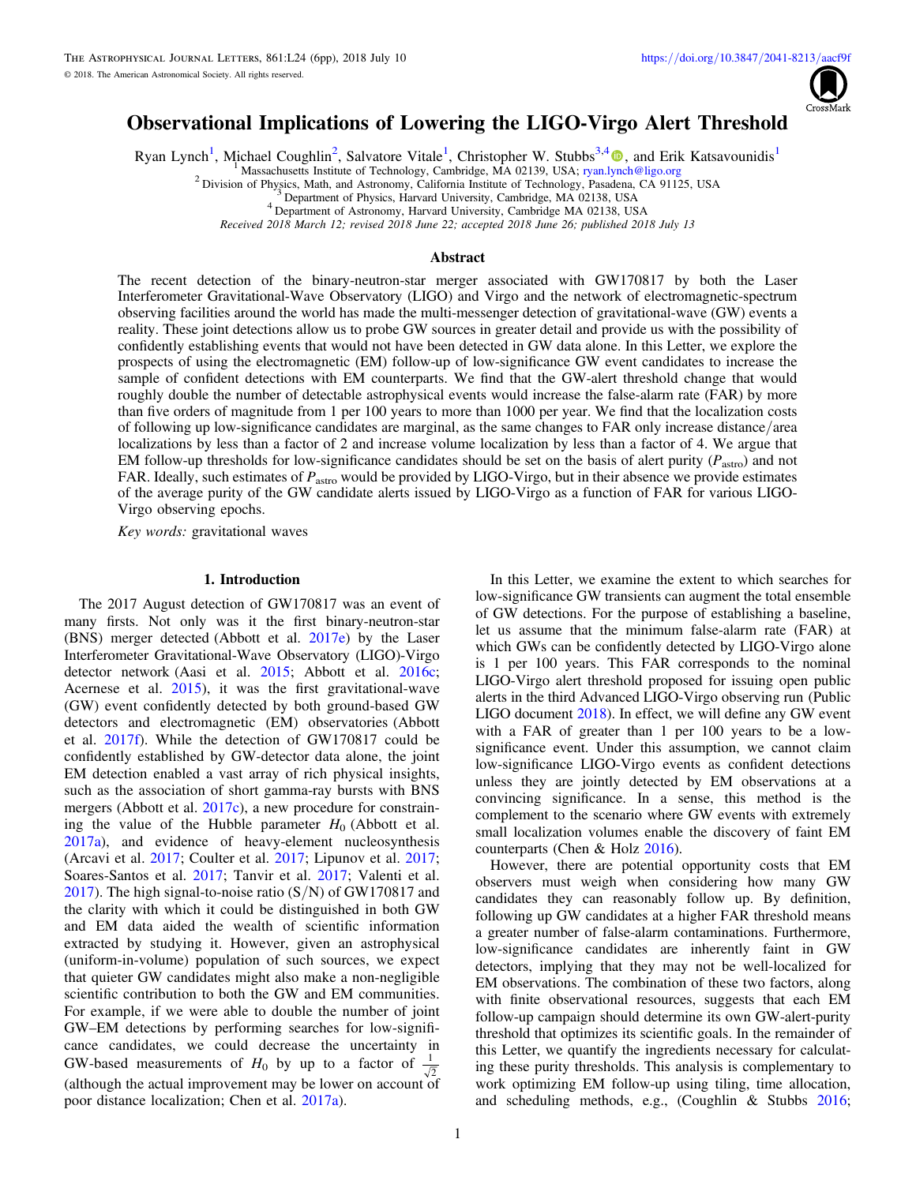# Observational Implications of Lowering the LIGO-Virgo Alert Threshold

Ryan Lynch[1], Michael Coughlin[2], Salvatore Vitale[1], Christopher W. Stubbs[3,4], and Erik Katsavounidis[1]

[1] Massachusetts Institute of Technology, Cambridge, MA 02139, USA; ryan.lynch@ligo.org

[2] Division of Physics, Math, and Astronomy, California Institute of Technology, Pasadena, CA 91125, USA

[3] Department of Physics, Harvard University, Cambridge, MA 02138, USA

[4] Department of Astronomy, Harvard University, Cambridge MA 02138, USA

*Received 2018 March 12; revised 2018 June 22; accepted 2018 June 26; published 2018 July 13*

## Abstract

The recent detection of the binary-neutron-star merger associated with GW170817 by both the Laser Interferometer Gravitational-Wave Observatory (LIGO) and Virgo and the network of electromagnetic-spectrum observing facilities around the world has made the multi-messenger detection of gravitational-wave (GW) events a reality. These joint detections allow us to probe GW sources in greater detail and provide us with the possibility of confidently establishing events that would not have been detected in GW data alone. In this Letter, we explore the prospects of using the electromagnetic (EM) follow-up of low-significance GW event candidates to increase the sample of confident detections with EM counterparts. We find that the GW-alert threshold change that would roughly double the number of detectable astrophysical events would increase the false-alarm rate (FAR) by more than five orders of magnitude from 1 per 100 years to more than 1000 per year. We find that the localization costs of following up low-significance candidates are marginal, as the same changes to FAR only increase distance/area localizations by less than a factor of 2 and increase volume localization by less than a factor of 4. We argue that EM follow-up thresholds for low-significance candidates should be set on the basis of alert purity ($P_{\rm astro}$) and not FAR. Ideally, such estimates of $P_{\rm astro}$ would be provided by LIGO-Virgo, but in their absence we provide estimates of the average purity of the GW candidate alerts issued by LIGO-Virgo as a function of FAR for various LIGO-Virgo observing epochs.

*Key words:* gravitational waves

## 1. Introduction

The 2017 August detection of GW170817 was an event of many firsts. Not only was it the first binary-neutron-star (BNS) merger detected (Abbott et al. 2017e) by the Laser Interferometer Gravitational-Wave Observatory (LIGO)-Virgo detector network (Aasi et al. 2015; Abbott et al. 2016c; Acernese et al. 2015), it was the first gravitational-wave (GW) event confidently detected by both ground-based GW detectors and electromagnetic (EM) observatories (Abbott et al. 2017f). While the detection of GW170817 could be confidently established by GW-detector data alone, the joint EM detection enabled a vast array of rich physical insights, such as the association of short gamma-ray bursts with BNS mergers (Abbott et al. 2017c), a new procedure for constraining the value of the Hubble parameter $H_0$ (Abbott et al. 2017a), and evidence of heavy-element nucleosynthesis (Arcavi et al. 2017; Coulter et al. 2017; Lipunov et al. 2017; Soares-Santos et al. 2017; Tanvir et al. 2017; Valenti et al. 2017). The high signal-to-noise ratio (S/N) of GW170817 and the clarity with which it could be distinguished in both GW and EM data aided the wealth of scientific information extracted by studying it. However, given an astrophysical (uniform-in-volume) population of such sources, we expect that quieter GW candidates might also make a non-negligible scientific contribution to both the GW and EM communities. For example, if we were able to double the number of joint GW–EM detections by performing searches for low-significance candidates, we could decrease the uncertainty in GW-based measurements of $H_0$ by up to a factor of $\frac{1}{\sqrt{2}}$ (although the actual improvement may be lower on account of poor distance localization; Chen et al. 2017a).

In this Letter, we examine the extent to which searches for low-significance GW transients can augment the total ensemble of GW detections. For the purpose of establishing a baseline, let us assume that the minimum false-alarm rate (FAR) at which GWs can be confidently detected by LIGO-Virgo alone is 1 per 100 years. This FAR corresponds to the nominal LIGO-Virgo alert threshold proposed for issuing open public alerts in the third Advanced LIGO-Virgo observing run (Public LIGO document 2018). In effect, we will define any GW event with a FAR of greater than 1 per 100 years to be a low-significance event. Under this assumption, we cannot claim low-significance LIGO-Virgo events as confident detections unless they are jointly detected by EM observations at a convincing significance. In a sense, this method is the complement to the scenario where GW events with extremely small localization volumes enable the discovery of faint EM counterparts (Chen & Holz 2016).

However, there are potential opportunity costs that EM observers must weigh when considering how many GW candidates they can reasonably follow up. By definition, following up GW candidates at a higher FAR threshold means a greater number of false-alarm contaminations. Furthermore, low-significance candidates are inherently faint in GW detectors, implying that they may not be well-localized for EM observations. The combination of these two factors, along with finite observational resources, suggests that each EM follow-up campaign should determine its own GW-alert-purity threshold that optimizes its scientific goals. In the remainder of this Letter, we quantify the ingredients necessary for calculating these purity thresholds. This analysis is complementary to work optimizing EM follow-up using tiling, time allocation, and scheduling methods, e.g., (Coughlin & Stubbs 2016;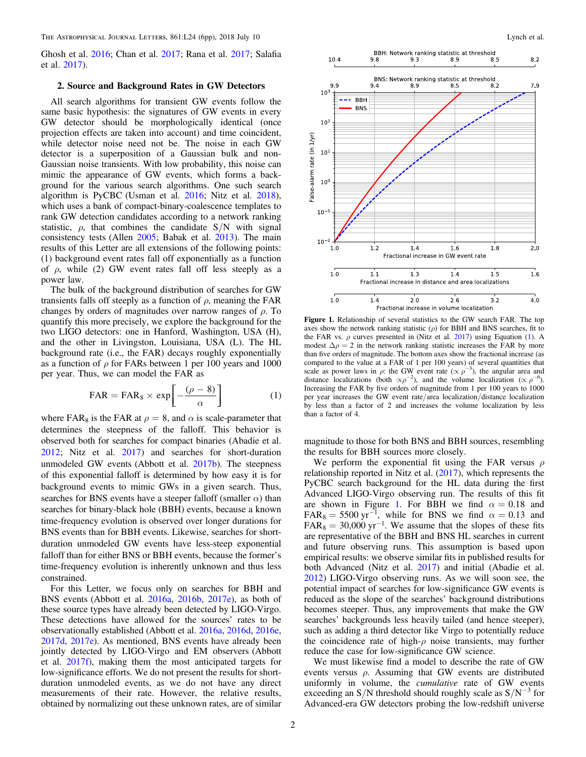Ghosh et al. 2016; Chan et al. 2017; Rana et al. 2017; Salafia et al. 2017).

## 2. Source and Background Rates in GW Detectors

All search algorithms for transient GW events follow the same basic hypothesis: the signatures of GW events in every GW detector should be morphologically identical (once projection effects are taken into account) and time coincident, while detector noise need not be. The noise in each GW detector is a superposition of a Gaussian bulk and non-Gaussian noise transients. With low probability, this noise can mimic the appearance of GW events, which forms a background for the various search algorithms. One such search algorithm is PyCBC (Usman et al. 2016; Nitz et al. 2018), which uses a bank of compact-binary-coalescence templates to rank GW detection candidates according to a network ranking statistic, $\rho$, that combines the candidate S/N with signal consistency tests (Allen 2005; Babak et al. 2013). The main results of this Letter are all extensions of the following points: (1) background event rates fall off exponentially as a function of $\rho$, while (2) GW event rates fall off less steeply as a power law.

The bulk of the background distribution of searches for GW transients falls off steeply as a function of $\rho$, meaning the FAR changes by orders of magnitudes over narrow ranges of $\rho$. To quantify this more precisely, we explore the background for the two LIGO detectors: one in Hanford, Washington, USA (H), and the other in Livingston, Louisiana, USA (L). The HL background rate (i.e., the FAR) decays roughly exponentially as a function of $\rho$ for FARs between 1 per 100 years and 1000 per year. Thus, we can model the FAR as

$$\mathrm{FAR} = \mathrm{FAR}_8 \times \exp\left[-\frac{(\rho - 8)}{\alpha}\right] \tag{1}$$

where $\mathrm{FAR}_8$ is the FAR at $\rho = 8$, and $\alpha$ is scale-parameter that determines the steepness of the falloff. This behavior is observed both for searches for compact binaries (Abadie et al. 2012; Nitz et al. 2017) and searches for short-duration unmodeled GW events (Abbott et al. 2017b). The steepness of this exponential falloff is determined by how easy it is for background events to mimic GWs in a given search. Thus, searches for BNS events have a steeper falloff (smaller $\alpha$) than searches for binary-black hole (BBH) events, because a known time-frequency evolution is observed over longer durations for BNS events than for BBH events. Likewise, searches for short-duration unmodeled GW events have less-steep exponential falloff than for either BNS or BBH events, because the former's time-frequency evolution is inherently unknown and thus less constrained.

For this Letter, we focus only on searches for BBH and BNS events (Abbott et al. 2016a, 2016b, 2017e), as both of these source types have already been detected by LIGO-Virgo. These detections have allowed for the sources' rates to be observationally established (Abbott et al. 2016a, 2016d, 2016e, 2017d, 2017e). As mentioned, BNS events have already been jointly detected by LIGO-Virgo and EM observers (Abbott et al. 2017f), making them the most anticipated targets for low-significance efforts. We do not present the results for short-duration unmodeled events, as we do not have any direct measurements of their rate. However, the relative results, obtained by normalizing out these unknown rates, are of similar magnitude to those for both BNS and BBH sources, resembling the results for BBH sources more closely.

**Figure 1.** Relationship of several statistics to the GW search FAR. The top axes show the network ranking statistic ($\rho$) for BBH and BNS searches, fit to the FAR vs. $\rho$ curves presented in (Nitz et al. 2017) using Equation (1). A modest $\Delta\rho = 2$ in the network ranking statistic increases the FAR by more than five orders of magnitude. The bottom axes show the fractional increase (as compared to the value at a FAR of 1 per 100 years) of several quantities that scale as power laws in $\rho$: the GW event rate ($\propto \rho^{-3}$), the angular area and distance localizations (both $\propto \rho^{-2}$), and the volume localization ($\propto \rho^{-6}$). Increasing the FAR by five orders of magnitude from 1 per 100 years to 1000 per year increases the GW event rate/area localization/distance localization by less than a factor of 2 and increases the volume localization by less than a factor of 4.

We perform the exponential fit using the FAR versus $\rho$ relationship reported in Nitz et al. (2017), which represents the PyCBC search background for the HL data during the first Advanced LIGO-Virgo observing run. The results of this fit are shown in Figure 1. For BBH we find $\alpha = 0.18$ and $\mathrm{FAR}_8 = 5500\ \mathrm{yr}^{-1}$, while for BNS we find $\alpha = 0.13$ and $\mathrm{FAR}_8 = 30{,}000\ \mathrm{yr}^{-1}$. We assume that the slopes of these fits are representative of the BBH and BNS HL searches in current and future observing runs. This assumption is based upon empirical results: we observe similar fits in published results for both Advanced (Nitz et al. 2017) and initial (Abadie et al. 2012) LIGO-Virgo observing runs. As we will soon see, the potential impact of searches for low-significance GW events is reduced as the slope of the searches' background distributions becomes steeper. Thus, any improvements that make the GW searches' backgrounds less heavily tailed (and hence steeper), such as adding a third detector like Virgo to potentially reduce the coincidence rate of high-$\rho$ noise transients, may further reduce the case for low-significance GW science.

We must likewise find a model to describe the rate of GW events versus $\rho$. Assuming that GW events are distributed uniformly in volume, the *cumulative* rate of GW events exceeding an S/N threshold should roughly scale as $\mathrm{S/N}^{-3}$ for Advanced-era GW detectors probing the low-redshift universe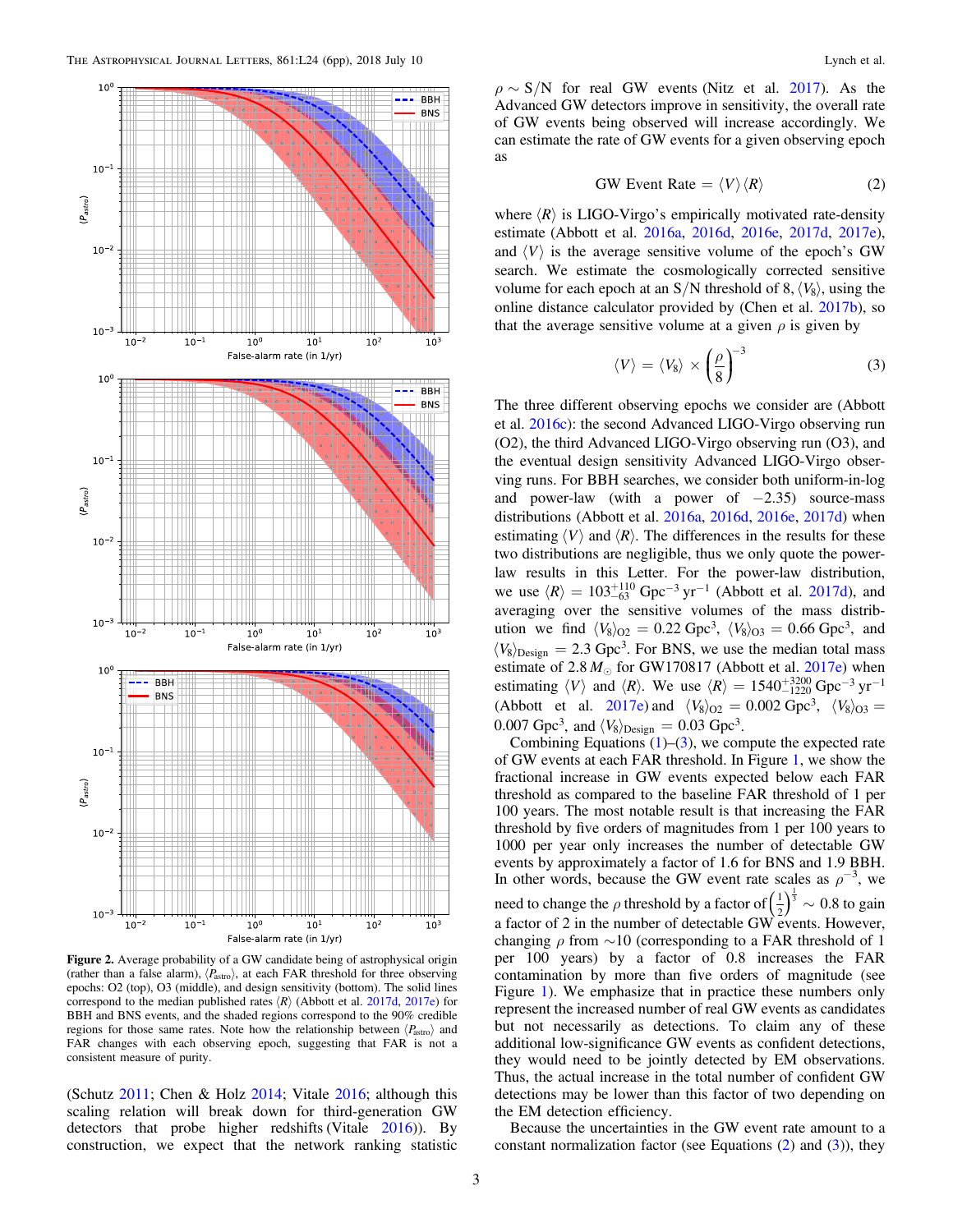Figure 2. Average probability of a GW candidate being of astrophysical origin (rather than a false alarm), $\langle P_{\rm astro} \rangle$, at each FAR threshold for three observing epochs: O2 (top), O3 (middle), and design sensitivity (bottom). The solid lines correspond to the median published rates $\langle R \rangle$ (Abbott et al. 2017d, 2017e) for BBH and BNS events, and the shaded regions correspond to the 90% credible regions for those same rates. Note how the relationship between $\langle P_{\rm astro} \rangle$ and FAR changes with each observing epoch, suggesting that FAR is not a consistent measure of purity.

(Schutz 2011; Chen & Holz 2014; Vitale 2016; although this scaling relation will break down for third-generation GW detectors that probe higher redshifts (Vitale 2016)). By construction, we expect that the network ranking statistic $\rho \sim$ S/N for real GW events (Nitz et al. 2017). As the Advanced GW detectors improve in sensitivity, the overall rate of GW events being observed will increase accordingly. We can estimate the rate of GW events for a given observing epoch as

$$\text{GW Event Rate} = \langle V \rangle \langle R \rangle \tag{2}$$

where $\langle R \rangle$ is LIGO-Virgo's empirically motivated rate-density estimate (Abbott et al. 2016a, 2016d, 2016e, 2017d, 2017e), and $\langle V \rangle$ is the average sensitive volume of the epoch's GW search. We estimate the cosmologically corrected sensitive volume for each epoch at an S/N threshold of 8, $\langle V_8 \rangle$, using the online distance calculator provided by (Chen et al. 2017b), so that the average sensitive volume at a given $\rho$ is given by

$$\langle V \rangle = \langle V_8 \rangle \times \left(\frac{\rho}{8}\right)^{-3} \tag{3}$$

The three different observing epochs we consider are (Abbott et al. 2016c): the second Advanced LIGO-Virgo observing run (O2), the third Advanced LIGO-Virgo observing run (O3), and the eventual design sensitivity Advanced LIGO-Virgo observing runs. For BBH searches, we consider both uniform-in-log and power-law (with a power of $-2.35$) source-mass distributions (Abbott et al. 2016a, 2016d, 2016e, 2017d) when estimating $\langle V \rangle$ and $\langle R \rangle$. The differences in the results for these two distributions are negligible, thus we only quote the power-law results in this Letter. For the power-law distribution, we use $\langle R \rangle = 103^{+110}_{-63}$ Gpc$^{-3}$ yr$^{-1}$ (Abbott et al. 2017d), and averaging over the sensitive volumes of the mass distribution we find $\langle V_8 \rangle_{\rm O2} = 0.22$ Gpc$^3$, $\langle V_8 \rangle_{\rm O3} = 0.66$ Gpc$^3$, and $\langle V_8 \rangle_{\rm Design} = 2.3$ Gpc$^3$. For BNS, we use the median total mass estimate of 2.8 $M_\odot$ for GW170817 (Abbott et al. 2017e) when estimating $\langle V \rangle$ and $\langle R \rangle$. We use $\langle R \rangle = 1540^{+3200}_{-1220}$ Gpc$^{-3}$ yr$^{-1}$ (Abbott et al. 2017e) and $\langle V_8 \rangle_{\rm O2} = 0.002$ Gpc$^3$, $\langle V_8 \rangle_{\rm O3} = 0.007$ Gpc$^3$, and $\langle V_8 \rangle_{\rm Design} = 0.03$ Gpc$^3$.

Combining Equations (1)–(3), we compute the expected rate of GW events at each FAR threshold. In Figure 1, we show the fractional increase in GW events expected below each FAR threshold as compared to the baseline FAR threshold of 1 per 100 years. The most notable result is that increasing the FAR threshold by five orders of magnitudes from 1 per 100 years to 1000 per year only increases the number of detectable GW events by approximately a factor of 1.6 for BNS and 1.9 BBH. In other words, because the GW event rate scales as $\rho^{-3}$, we need to change the $\rho$ threshold by a factor of $\left(\frac{1}{2}\right)^{\frac{1}{3}} \sim 0.8$ to gain a factor of 2 in the number of detectable GW events. However, changing $\rho$ from $\sim$10 (corresponding to a FAR threshold of 1 per 100 years) by a factor of 0.8 increases the FAR contamination by more than five orders of magnitude (see Figure 1). We emphasize that in practice these numbers only represent the increased number of real GW events as candidates but not necessarily as detections. To claim any of these additional low-significance GW events as confident detections, they would need to be jointly detected by EM observations. Thus, the actual increase in the total number of confident GW detections may be lower than this factor of two depending on the EM detection efficiency.

Because the uncertainties in the GW event rate amount to a constant normalization factor (see Equations (2) and (3)), they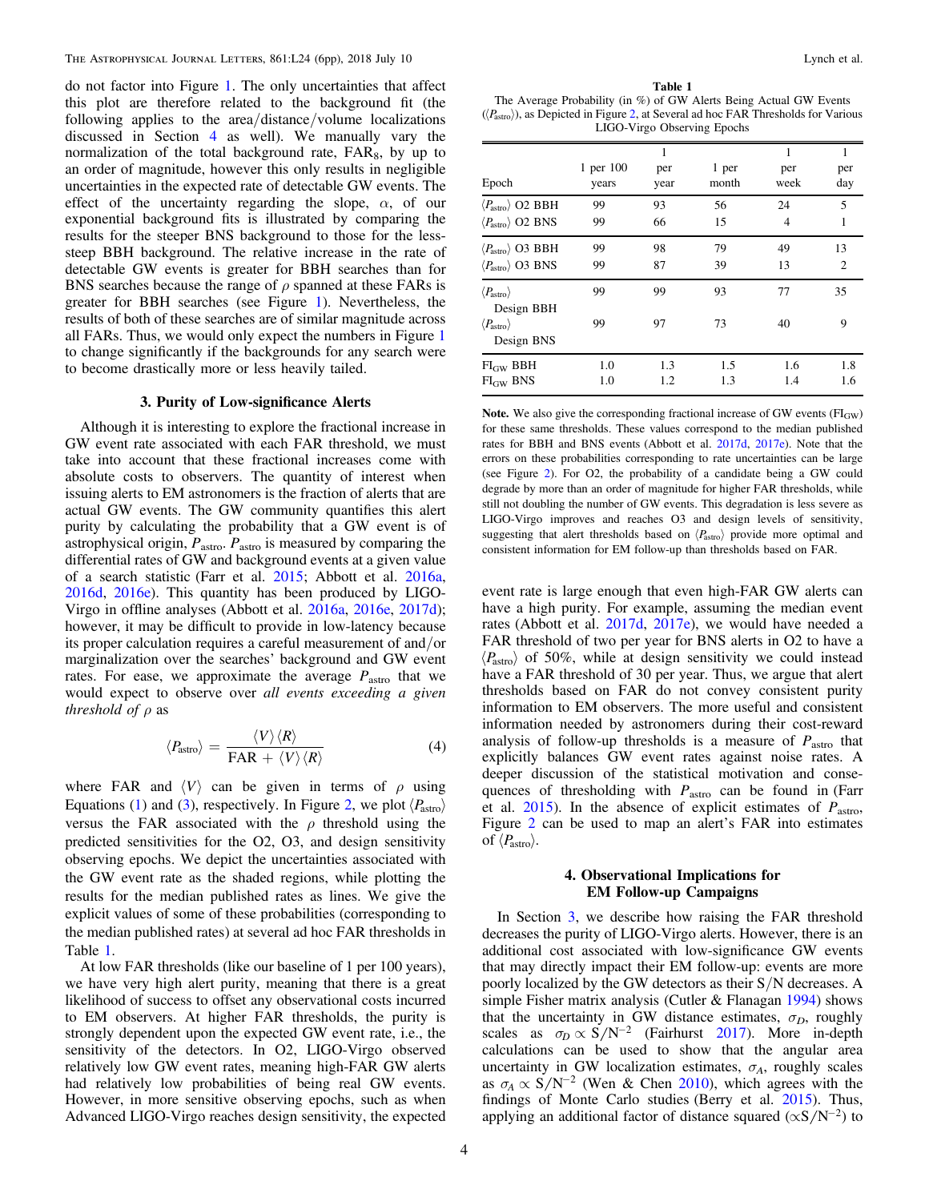do not factor into Figure 1. The only uncertainties that affect this plot are therefore related to the background fit (the following applies to the area/distance/volume localizations discussed in Section 4 as well). We manually vary the normalization of the total background rate, $\mathrm{FAR}_8$, by up to an order of magnitude, however this only results in negligible uncertainties in the expected rate of detectable GW events. The effect of the uncertainty regarding the slope, $\alpha$, of our exponential background fits is illustrated by comparing the results for the steeper BNS background to those for the less-steep BBH background. The relative increase in the rate of detectable GW events is greater for BBH searches than for BNS searches because the range of $\rho$ spanned at these FARs is greater for BBH searches (see Figure 1). Nevertheless, the results of both of these searches are of similar magnitude across all FARs. Thus, we would only expect the numbers in Figure 1 to change significantly if the backgrounds for any search were to become drastically more or less heavily tailed.

## 3. Purity of Low-significance Alerts

Although it is interesting to explore the fractional increase in GW event rate associated with each FAR threshold, we must take into account that these fractional increases come with absolute costs to observers. The quantity of interest when issuing alerts to EM astronomers is the fraction of alerts that are actual GW events. The GW community quantifies this alert purity by calculating the probability that a GW event is of astrophysical origin, $P_{\mathrm{astro}}$. $P_{\mathrm{astro}}$ is measured by comparing the differential rates of GW and background events at a given value of a search statistic (Farr et al. 2015; Abbott et al. 2016a, 2016d, 2016e). This quantity has been produced by LIGO-Virgo in offline analyses (Abbott et al. 2016a, 2016e, 2017d); however, it may be difficult to provide in low-latency because its proper calculation requires a careful measurement of and/or marginalization over the searches' background and GW event rates. For ease, we approximate the average $P_{\mathrm{astro}}$ that we would expect to observe over *all events exceeding a given threshold of* $\rho$ as

$$\langle P_{\mathrm{astro}} \rangle = \frac{\langle V \rangle \langle R \rangle}{\mathrm{FAR} + \langle V \rangle \langle R \rangle} \tag{4}$$

where FAR and $\langle V \rangle$ can be given in terms of $\rho$ using Equations (1) and (3), respectively. In Figure 2, we plot $\langle P_{\mathrm{astro}} \rangle$ versus the FAR associated with the $\rho$ threshold using the predicted sensitivities for the O2, O3, and design sensitivity observing epochs. We depict the uncertainties associated with the GW event rate as the shaded regions, while plotting the results for the median published rates as lines. We give the explicit values of some of these probabilities (corresponding to the median published rates) at several ad hoc FAR thresholds in Table 1.

At low FAR thresholds (like our baseline of 1 per 100 years), we have very high alert purity, meaning that there is a great likelihood of success to offset any observational costs incurred to EM observers. At higher FAR thresholds, the purity is strongly dependent upon the expected GW event rate, i.e., the sensitivity of the detectors. In O2, LIGO-Virgo observed relatively low GW event rates, meaning high-FAR GW alerts had relatively low probabilities of being real GW events. However, in more sensitive observing epochs, such as when Advanced LIGO-Virgo reaches design sensitivity, the expected event rate is large enough that even high-FAR GW alerts can have a high purity. For example, assuming the median event rates (Abbott et al. 2017d, 2017e), we would have needed a FAR threshold of two per year for BNS alerts in O2 to have a $\langle P_{\mathrm{astro}} \rangle$ of 50%, while at design sensitivity we could instead have a FAR threshold of 30 per year. Thus, we argue that alert thresholds based on FAR do not convey consistent purity information to EM observers. The more useful and consistent information needed by astronomers during their cost-reward analysis of follow-up thresholds is a measure of $P_{\mathrm{astro}}$ that explicitly balances GW event rates against noise rates. A deeper discussion of the statistical motivation and consequences of thresholding with $P_{\mathrm{astro}}$ can be found in (Farr et al. 2015). In the absence of explicit estimates of $P_{\mathrm{astro}}$, Figure 2 can be used to map an alert's FAR into estimates of $\langle P_{\mathrm{astro}} \rangle$.

**Table 1**
The Average Probability (in %) of GW Alerts Being Actual GW Events ($\langle P_{\mathrm{astro}} \rangle$), as Depicted in Figure 2, at Several ad hoc FAR Thresholds for Various LIGO-Virgo Observing Epochs

| Epoch | 1 per 100 years | 1 per year | 1 per month | 1 per week | 1 per day |
|---|---|---|---|---|---|
| $\langle P_{\mathrm{astro}} \rangle$ O2 BBH | 99 | 93 | 56 | 24 | 5 |
| $\langle P_{\mathrm{astro}} \rangle$ O2 BNS | 99 | 66 | 15 | 4 | 1 |
| $\langle P_{\mathrm{astro}} \rangle$ O3 BBH | 99 | 98 | 79 | 49 | 13 |
| $\langle P_{\mathrm{astro}} \rangle$ O3 BNS | 99 | 87 | 39 | 13 | 2 |
| $\langle P_{\mathrm{astro}} \rangle$ Design BBH | 99 | 99 | 93 | 77 | 35 |
| $\langle P_{\mathrm{astro}} \rangle$ Design BNS | 99 | 97 | 73 | 40 | 9 |
| $\mathrm{FI_{GW}}$ BBH | 1.0 | 1.3 | 1.5 | 1.6 | 1.8 |
| $\mathrm{FI_{GW}}$ BNS | 1.0 | 1.2 | 1.3 | 1.4 | 1.6 |

**Note.** We also give the corresponding fractional increase of GW events ($\mathrm{FI_{GW}}$) for these same thresholds. These values correspond to the median published rates for BBH and BNS events (Abbott et al. 2017d, 2017e). Note that the errors on these probabilities corresponding to rate uncertainties can be large (see Figure 2). For O2, the probability of a candidate being a GW could degrade by more than an order of magnitude for higher FAR thresholds, while still not doubling the number of GW events. This degradation is less severe as LIGO-Virgo improves and reaches O3 and design levels of sensitivity, suggesting that alert thresholds based on $\langle P_{\mathrm{astro}} \rangle$ provide more optimal and consistent information for EM follow-up than thresholds based on FAR.

## 4. Observational Implications for EM Follow-up Campaigns

In Section 3, we describe how raising the FAR threshold decreases the purity of LIGO-Virgo alerts. However, there is an additional cost associated with low-significance GW events that may directly impact their EM follow-up: events are more poorly localized by the GW detectors as their S/N decreases. A simple Fisher matrix analysis (Cutler & Flanagan 1994) shows that the uncertainty in GW distance estimates, $\sigma_D$, roughly scales as $\sigma_D \propto \mathrm{S/N}^{-2}$ (Fairhurst 2017). More in-depth calculations can be used to show that the angular area uncertainty in GW localization estimates, $\sigma_A$, roughly scales as $\sigma_A \propto \mathrm{S/N}^{-2}$ (Wen & Chen 2010), which agrees with the findings of Monte Carlo studies (Berry et al. 2015). Thus, applying an additional factor of distance squared ($\propto \mathrm{S/N}^{-2}$) to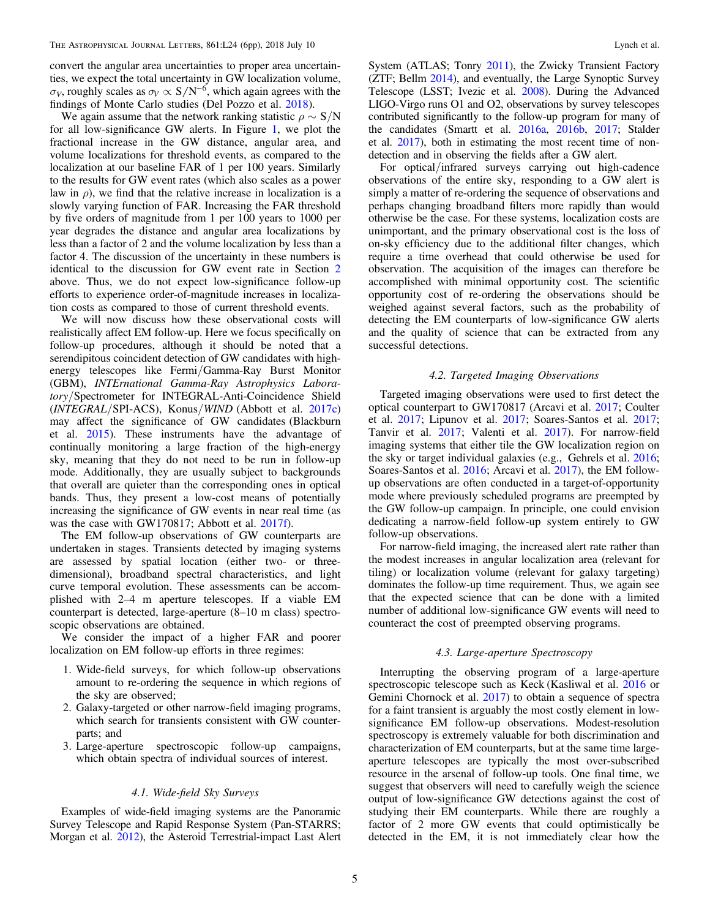convert the angular area uncertainties to proper area uncertainties, we expect the total uncertainty in GW localization volume, $\sigma_V$, roughly scales as $\sigma_V \propto \mathrm{S/N}^{-6}$, which again agrees with the findings of Monte Carlo studies (Del Pozzo et al. 2018).

We again assume that the network ranking statistic $\rho \sim \mathrm{S/N}$ for all low-significance GW alerts. In Figure 1, we plot the fractional increase in the GW distance, angular area, and volume localizations for threshold events, as compared to the localization at our baseline FAR of 1 per 100 years. Similarly to the results for GW event rates (which also scales as a power law in $\rho$), we find that the relative increase in localization is a slowly varying function of FAR. Increasing the FAR threshold by five orders of magnitude from 1 per 100 years to 1000 per year degrades the distance and angular area localizations by less than a factor of 2 and the volume localization by less than a factor 4. The discussion of the uncertainty in these numbers is identical to the discussion for GW event rate in Section 2 above. Thus, we do not expect low-significance follow-up efforts to experience order-of-magnitude increases in localization costs as compared to those of current threshold events.

We will now discuss how these observational costs will realistically affect EM follow-up. Here we focus specifically on follow-up procedures, although it should be noted that a serendipitous coincident detection of GW candidates with high-energy telescopes like Fermi/Gamma-Ray Burst Monitor (GBM), *INTErnational Gamma-Ray Astrophysics Laboratory*/Spectrometer for INTEGRAL-Anti-Coincidence Shield (*INTEGRAL*/SPI-ACS), Konus/*WIND* (Abbott et al. 2017c) may affect the significance of GW candidates (Blackburn et al. 2015). These instruments have the advantage of continually monitoring a large fraction of the high-energy sky, meaning that they do not need to be run in follow-up mode. Additionally, they are usually subject to backgrounds that overall are quieter than the corresponding ones in optical bands. Thus, they present a low-cost means of potentially increasing the significance of GW events in near real time (as was the case with GW170817; Abbott et al. 2017f).

The EM follow-up observations of GW counterparts are undertaken in stages. Transients detected by imaging systems are assessed by spatial location (either two- or three-dimensional), broadband spectral characteristics, and light curve temporal evolution. These assessments can be accomplished with 2–4 m aperture telescopes. If a viable EM counterpart is detected, large-aperture (8–10 m class) spectroscopic observations are obtained.

We consider the impact of a higher FAR and poorer localization on EM follow-up efforts in three regimes:

1. Wide-field surveys, for which follow-up observations amount to re-ordering the sequence in which regions of the sky are observed;
2. Galaxy-targeted or other narrow-field imaging programs, which search for transients consistent with GW counterparts; and
3. Large-aperture spectroscopic follow-up campaigns, which obtain spectra of individual sources of interest.

### 4.1. Wide-field Sky Surveys

Examples of wide-field imaging systems are the Panoramic Survey Telescope and Rapid Response System (Pan-STARRS; Morgan et al. 2012), the Asteroid Terrestrial-impact Last Alert System (ATLAS; Tonry 2011), the Zwicky Transient Factory (ZTF; Bellm 2014), and eventually, the Large Synoptic Survey Telescope (LSST; Ivezic et al. 2008). During the Advanced LIGO-Virgo runs O1 and O2, observations by survey telescopes contributed significantly to the follow-up program for many of the candidates (Smartt et al. 2016a, 2016b, 2017; Stalder et al. 2017), both in estimating the most recent time of non-detection and in observing the fields after a GW alert.

For optical/infrared surveys carrying out high-cadence observations of the entire sky, responding to a GW alert is simply a matter of re-ordering the sequence of observations and perhaps changing broadband filters more rapidly than would otherwise be the case. For these systems, localization costs are unimportant, and the primary observational cost is the loss of on-sky efficiency due to the additional filter changes, which require a time overhead that could otherwise be used for observation. The acquisition of the images can therefore be accomplished with minimal opportunity cost. The scientific opportunity cost of re-ordering the observations should be weighed against several factors, such as the probability of detecting the EM counterparts of low-significance GW alerts and the quality of science that can be extracted from any successful detections.

### 4.2. Targeted Imaging Observations

Targeted imaging observations were used to first detect the optical counterpart to GW170817 (Arcavi et al. 2017; Coulter et al. 2017; Lipunov et al. 2017; Soares-Santos et al. 2017; Tanvir et al. 2017; Valenti et al. 2017). For narrow-field imaging systems that either tile the GW localization region on the sky or target individual galaxies (e.g., Gehrels et al. 2016; Soares-Santos et al. 2016; Arcavi et al. 2017), the EM follow-up observations are often conducted in a target-of-opportunity mode where previously scheduled programs are preempted by the GW follow-up campaign. In principle, one could envision dedicating a narrow-field follow-up system entirely to GW follow-up observations.

For narrow-field imaging, the increased alert rate rather than the modest increases in angular localization area (relevant for tiling) or localization volume (relevant for galaxy targeting) dominates the follow-up time requirement. Thus, we again see that the expected science that can be done with a limited number of additional low-significance GW events will need to counteract the cost of preempted observing programs.

### 4.3. Large-aperture Spectroscopy

Interrupting the observing program of a large-aperture spectroscopic telescope such as Keck (Kasliwal et al. 2016 or Gemini Chornock et al. 2017) to obtain a sequence of spectra for a faint transient is arguably the most costly element in low-significance EM follow-up observations. Modest-resolution spectroscopy is extremely valuable for both discrimination and characterization of EM counterparts, but at the same time large-aperture telescopes are typically the most over-subscribed resource in the arsenal of follow-up tools. One final time, we suggest that observers will need to carefully weigh the science output of low-significance GW detections against the cost of studying their EM counterparts. While there are roughly a factor of 2 more GW events that could optimistically be detected in the EM, it is not immediately clear how the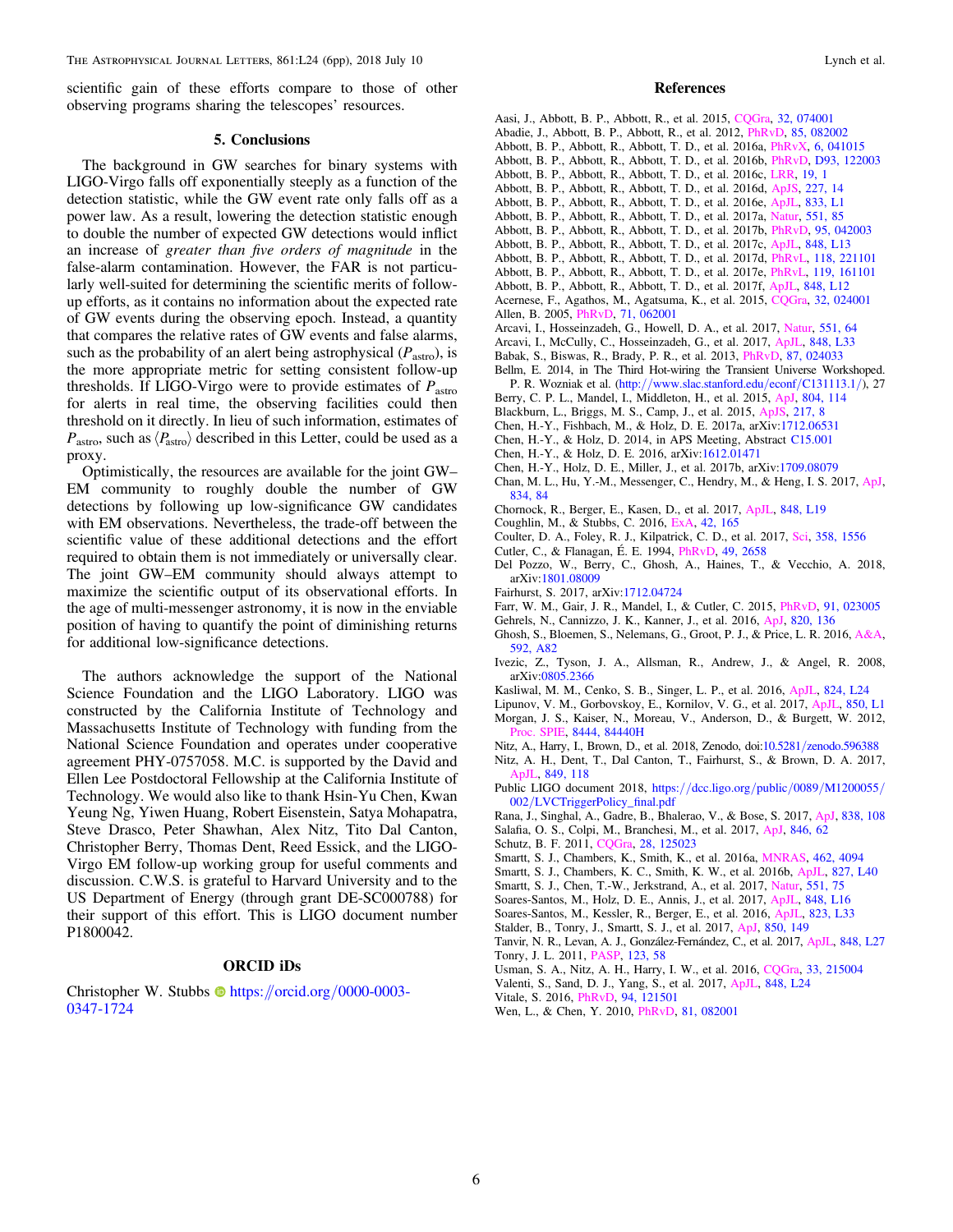scientific gain of these efforts compare to those of other observing programs sharing the telescopes' resources.

## 5. Conclusions

The background in GW searches for binary systems with LIGO-Virgo falls off exponentially steeply as a function of the detection statistic, while the GW event rate only falls off as a power law. As a result, lowering the detection statistic enough to double the number of expected GW detections would inflict an increase of *greater than five orders of magnitude* in the false-alarm contamination. However, the FAR is not particularly well-suited for determining the scientific merits of follow-up efforts, as it contains no information about the expected rate of GW events during the observing epoch. Instead, a quantity that compares the relative rates of GW events and false alarms, such as the probability of an alert being astrophysical ($P_{\rm astro}$), is the more appropriate metric for setting consistent follow-up thresholds. If LIGO-Virgo were to provide estimates of $P_{\rm astro}$ for alerts in real time, the observing facilities could then threshold on it directly. In lieu of such information, estimates of $P_{\rm astro}$, such as $\langle P_{\rm astro}\rangle$ described in this Letter, could be used as a proxy.

Optimistically, the resources are available for the joint GW–EM community to roughly double the number of GW detections by following up low-significance GW candidates with EM observations. Nevertheless, the trade-off between the scientific value of these additional detections and the effort required to obtain them is not immediately or universally clear. The joint GW–EM community should always attempt to maximize the scientific output of its observational efforts. In the age of multi-messenger astronomy, it is now in the enviable position of having to quantify the point of diminishing returns for additional low-significance detections.

The authors acknowledge the support of the National Science Foundation and the LIGO Laboratory. LIGO was constructed by the California Institute of Technology and Massachusetts Institute of Technology with funding from the National Science Foundation and operates under cooperative agreement PHY-0757058. M.C. is supported by the David and Ellen Lee Postdoctoral Fellowship at the California Institute of Technology. We would also like to thank Hsin-Yu Chen, Kwan Yeung Ng, Yiwen Huang, Robert Eisenstein, Satya Mohapatra, Steve Drasco, Peter Shawhan, Alex Nitz, Tito Dal Canton, Christopher Berry, Thomas Dent, Reed Essick, and the LIGO-Virgo EM follow-up working group for useful comments and discussion. C.W.S. is grateful to Harvard University and to the US Department of Energy (through grant DE-SC000788) for their support of this effort. This is LIGO document number P1800042.

## ORCID iDs

Christopher W. Stubbs https://orcid.org/0000-0003-0347-1724

## References

Aasi, J., Abbott, B. P., Abbott, R., et al. 2015, CQGra, 32, 074001
Abadie, J., Abbott, B. P., Abbott, R., et al. 2012, PhRvD, 85, 082002
Abbott, B. P., Abbott, R., Abbott, T. D., et al. 2016a, PhRvX, 6, 041015
Abbott, B. P., Abbott, R., Abbott, T. D., et al. 2016b, PhRvD, D93, 122003
Abbott, B. P., Abbott, R., Abbott, T. D., et al. 2016c, LRR, 19, 1
Abbott, B. P., Abbott, R., Abbott, T. D., et al. 2016d, ApJS, 227, 14
Abbott, B. P., Abbott, R., Abbott, T. D., et al. 2016e, ApJL, 833, L1
Abbott, B. P., Abbott, R., Abbott, T. D., et al. 2017a, Natur, 551, 85
Abbott, B. P., Abbott, R., Abbott, T. D., et al. 2017b, PhRvD, 95, 042003
Abbott, B. P., Abbott, R., Abbott, T. D., et al. 2017c, ApJL, 848, L13
Abbott, B. P., Abbott, R., Abbott, T. D., et al. 2017d, PhRvL, 118, 221101
Abbott, B. P., Abbott, R., Abbott, T. D., et al. 2017e, PhRvL, 119, 161101
Abbott, B. P., Abbott, R., Abbott, T. D., et al. 2017f, ApJL, 848, L12
Acernese, F., Agathos, M., Agatsuma, K., et al. 2015, CQGra, 32, 024001
Allen, B. 2005, PhRvD, 71, 062001
Arcavi, I., Hosseinzadeh, G., Howell, D. A., et al. 2017, Natur, 551, 64
Arcavi, I., McCully, C., Hosseinzadeh, G., et al. 2017, ApJL, 848, L33
Babak, S., Biswas, R., Brady, P. R., et al. 2013, PhRvD, 87, 024033
Bellm, E. 2014, in The Third Hot-wiring the Transient Universe Workshoped. P. R. Wozniak et al. (http://www.slac.stanford.edu/econf/C131113.1/), 27
Berry, C. P. L., Mandel, I., Middleton, H., et al. 2015, ApJ, 804, 114
Blackburn, L., Briggs, M. S., Camp, J., et al. 2015, ApJS, 217, 8
Chen, H.-Y., Fishbach, M., & Holz, D. E. 2017a, arXiv:1712.06531
Chen, H.-Y., & Holz, D. 2014, in APS Meeting, Abstract C15.001
Chen, H.-Y., & Holz, D. E. 2016, arXiv:1612.01471
Chen, H.-Y., Holz, D. E., Miller, J., et al. 2017b, arXiv:1709.08079
Chan, M. L., Hu, Y.-M., Messenger, C., Hendry, M., & Heng, I. S. 2017, ApJ, 834, 84
Chornock, R., Berger, E., Kasen, D., et al. 2017, ApJL, 848, L19
Coughlin, M., & Stubbs, C. 2016, ExA, 42, 165
Coulter, D. A., Foley, R. J., Kilpatrick, C. D., et al. 2017, Sci, 358, 1556
Cutler, C., & Flanagan, É. E. 1994, PhRvD, 49, 2658
Del Pozzo, W., Berry, C., Ghosh, A., Haines, T., & Vecchio, A. 2018, arXiv:1801.08009
Fairhurst, S. 2017, arXiv:1712.04724
Farr, W. M., Gair, J. R., Mandel, I., & Cutler, C. 2015, PhRvD, 91, 023005
Gehrels, N., Cannizzo, J. K., Kanner, J., et al. 2016, ApJ, 820, 136
Ghosh, S., Bloemen, S., Nelemans, G., Groot, P. J., & Price, L. R. 2016, A&A, 592, A82
Ivezic, Z., Tyson, J. A., Allsman, R., Andrew, J., & Angel, R. 2008, arXiv:0805.2366
Kasliwal, M. M., Cenko, S. B., Singer, L. P., et al. 2016, ApJL, 824, L24
Lipunov, V. M., Gorbovskoy, E., Kornilov, V. G., et al. 2017, ApJL, 850, L1
Morgan, J. S., Kaiser, N., Moreau, V., Anderson, D., & Burgett, W. 2012, Proc. SPIE, 8444, 84440H
Nitz, A., Harry, I., Brown, D., et al. 2018, Zenodo, doi:10.5281/zenodo.596388
Nitz, A. H., Dent, T., Dal Canton, T., Fairhurst, S., & Brown, D. A. 2017, ApJL, 849, 118
Public LIGO document 2018, https://dcc.ligo.org/public/0089/M1200055/002/LVCTriggerPolicy_final.pdf
Rana, J., Singhal, A., Gadre, B., Bhalerao, V., & Bose, S. 2017, ApJ, 838, 108
Salafia, O. S., Colpi, M., Branchesi, M., et al. 2017, ApJ, 846, 62
Schutz, B. F. 2011, CQGra, 28, 125023
Smartt, S. J., Chambers, K., Smith, K., et al. 2016a, MNRAS, 462, 4094
Smartt, S. J., Chambers, K. C., Smith, K. W., et al. 2016b, ApJL, 827, L40
Smartt, S. J., Chen, T.-W., Jerkstrand, A., et al. 2017, Natur, 551, 75
Soares-Santos, M., Holz, D. E., Annis, J., et al. 2017, ApJL, 848, L16
Soares-Santos, M., Kessler, R., Berger, E., et al. 2016, ApJL, 823, L33
Stalder, B., Tonry, J., Smartt, S. J., et al. 2017, ApJ, 850, 149
Tanvir, N. R., Levan, A. J., González-Fernández, C., et al. 2017, ApJL, 848, L27
Tonry, J. L. 2011, PASP, 123, 58
Usman, S. A., Nitz, A. H., Harry, I. W., et al. 2016, CQGra, 33, 215004
Valenti, S., Sand, D. J., Yang, S., et al. 2017, ApJL, 848, L24
Vitale, S. 2016, PhRvD, 94, 121501
Wen, L., & Chen, Y. 2010, PhRvD, 81, 082001